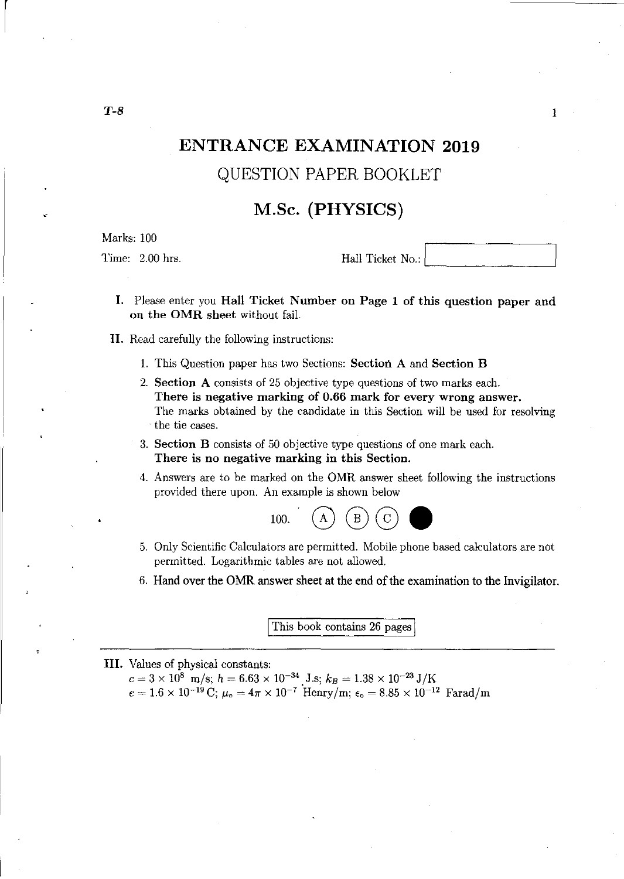# ENTRANCE EXAMINATION 2019

## QUESTION PAPER BOOKLET

## M.Sc. (PHYSICS)

Marks: 100

Time: 2.00 hrs.

Hall Ticket No.: 

**I.** Please enter you **Hall Ticket Number on Page 1 of this question paper and on the OMR sheet** without fail.

**II.** Read carefully the following instructions:

1. This Question paper has two Sections: **Section A** and **Section B**
2. **Section A** consists of 25 objective type questions of two marks each. **There is negative marking of 0.66 mark for every wrong answer.** The marks obtained by the candidate in this Section will be used for resolving the tie cases.
3. **Section B** consists of 50 objective type questions of one mark each. **There is no negative marking in this Section.**
4. Answers are to be marked on the OMR answer sheet following the instructions provided there upon. An example is shown below

   100. (A) (B) (C) ●

5. Only Scientific Calculators are permitted. Mobile phone based calculators are not permitted. Logarithmic tables are not allowed.
6. Hand over the OMR answer sheet at the end of the examination to the Invigilator.

This book contains 26 pages

**III.** Values of physical constants:
$c = 3 \times 10^8$ m/s; $h = 6.63 \times 10^{-34}$ J.s; $k_B = 1.38 \times 10^{-23}$ J/K
$e = 1.6 \times 10^{-19}$ C; $\mu_o = 4\pi \times 10^{-7}$ Henry/m; $\epsilon_o = 8.85 \times 10^{-12}$ Farad/m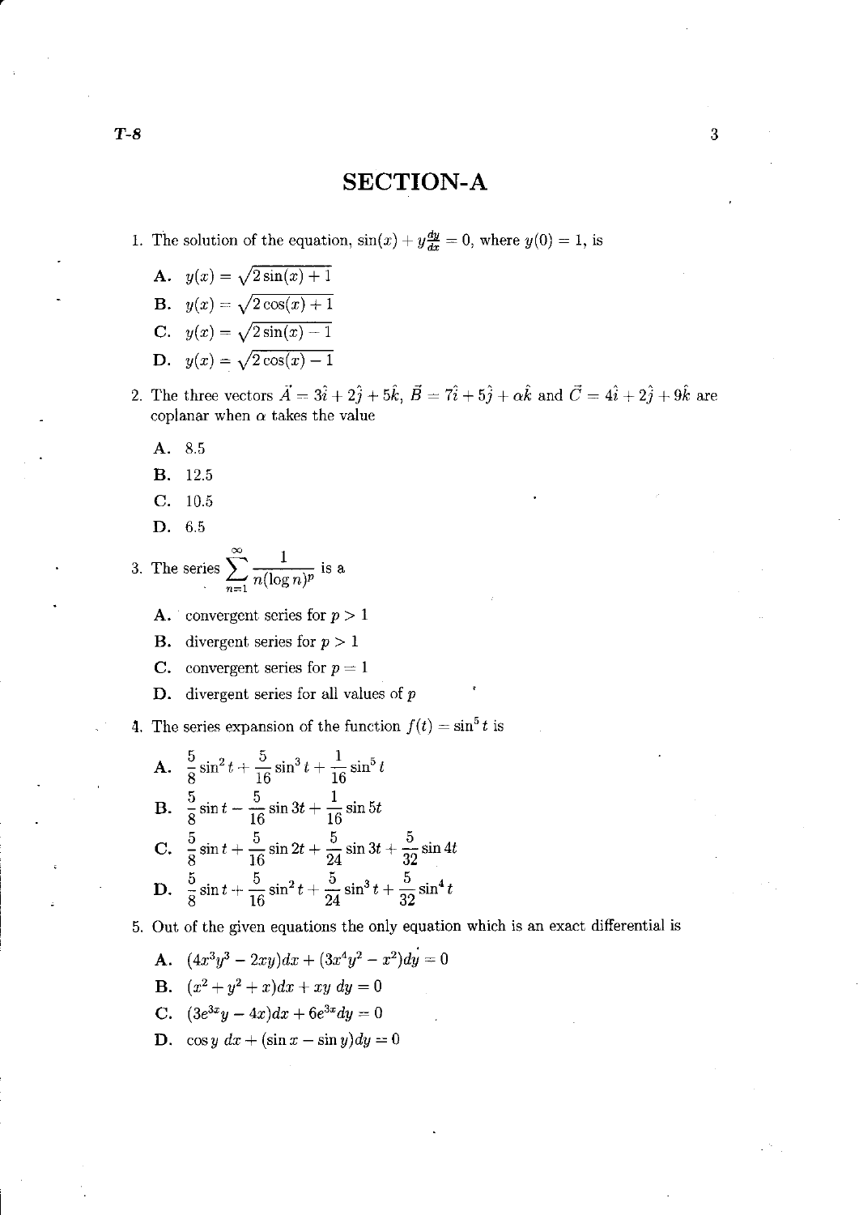# SECTION-A

1. The solution of the equation, $\sin(x) + y\frac{dy}{dx} = 0$, where $y(0) = 1$, is

   **A.** $y(x) = \sqrt{2\sin(x) + 1}$

   **B.** $y(x) = \sqrt{2\cos(x) + 1}$

   **C.** $y(x) = \sqrt{2\sin(x) - 1}$

   **D.** $y(x) = \sqrt{2\cos(x) - 1}$

2. The three vectors $\vec{A} = 3\hat{i} + 2\hat{j} + 5\hat{k}$, $\vec{B} = 7\hat{i} + 5\hat{j} + \alpha\hat{k}$ and $\vec{C} = 4\hat{i} + 2\hat{j} + 9\hat{k}$ are coplanar when $\alpha$ takes the value

   **A.** 8.5

   **B.** 12.5

   **C.** 10.5

   **D.** 6.5

3. The series $\sum_{n=1}^{\infty} \frac{1}{n(\log n)^p}$ is a

   **A.** convergent series for $p > 1$

   **B.** divergent series for $p > 1$

   **C.** convergent series for $p = 1$

   **D.** divergent series for all values of $p$

4. The series expansion of the function $f(t) = \sin^5 t$ is

   **A.** $\frac{5}{8}\sin^2 t + \frac{5}{16}\sin^3 t + \frac{1}{16}\sin^5 t$

   **B.** $\frac{5}{8}\sin t - \frac{5}{16}\sin 3t + \frac{1}{16}\sin 5t$

   **C.** $\frac{5}{8}\sin t + \frac{5}{16}\sin 2t + \frac{5}{24}\sin 3t + \frac{5}{32}\sin 4t$

   **D.** $\frac{5}{8}\sin t + \frac{5}{16}\sin^2 t + \frac{5}{24}\sin^3 t + \frac{5}{32}\sin^4 t$

5. Out of the given equations the only equation which is an exact differential is

   **A.** $(4x^3y^3 - 2xy)dx + (3x^4y^2 - x^2)dy = 0$

   **B.** $(x^2 + y^2 + x)dx + xy\ dy = 0$

   **C.** $(3e^{3x}y - 4x)dx + 6e^{3x}dy = 0$

   **D.** $\cos y\ dx + (\sin x - \sin y)dy = 0$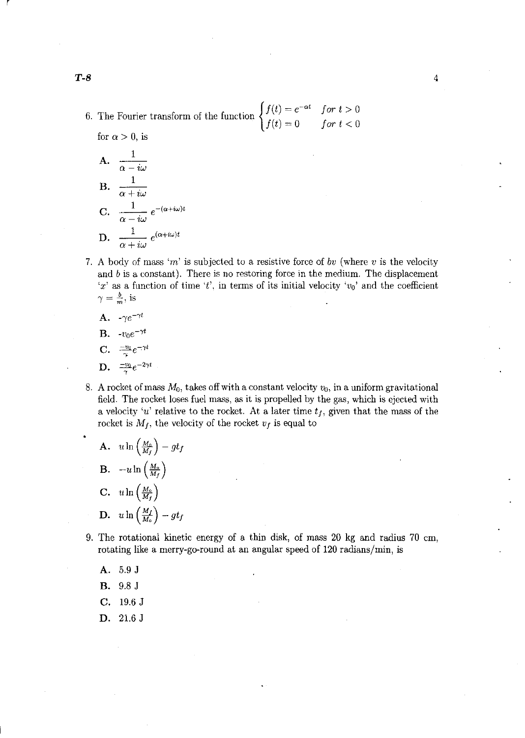6. The Fourier transform of the function $\begin{cases} f(t) = e^{-\alpha t} & for\ t > 0 \\ f(t) = 0 & for\ t < 0 \end{cases}$ for $\alpha > 0$, is

   A. $\dfrac{1}{\alpha - i\omega}$

   B. $\dfrac{1}{\alpha + i\omega}$

   C. $\dfrac{1}{\alpha - i\omega} e^{-(\alpha+i\omega)t}$

   D. $\dfrac{1}{\alpha + i\omega} e^{(\alpha+i\omega)t}$

7. A body of mass '$m$' is subjected to a resistive force of $bv$ (where $v$ is the velocity and $b$ is a constant). There is no restoring force in the medium. The displacement '$x$' as a function of time '$t$', in terms of its initial velocity '$v_0$' and the coefficient $\gamma = \frac{b}{m}$, is

   A. $-\gamma e^{-\gamma t}$

   B. $-v_0 e^{-\gamma t}$

   C. $\frac{-v_0}{\gamma} e^{-\gamma t}$

   D. $\frac{-v_0}{\gamma} e^{-2\gamma t}$

8. A rocket of mass $M_0$, takes off with a constant velocity $v_0$, in a uniform gravitational field. The rocket loses fuel mass, as it is propelled by the gas, which is ejected with a velocity '$u$' relative to the rocket. At a later time $t_f$, given that the mass of the rocket is $M_f$, the velocity of the rocket $v_f$ is equal to

   A. $u \ln\left(\frac{M_o}{M_f}\right) - gt_f$

   B. $-u \ln\left(\frac{M_o}{M_f}\right)$

   C. $u \ln\left(\frac{M_o}{M_f}\right)$

   D. $u \ln\left(\frac{M_f}{M_o}\right) - gt_f$

9. The rotational kinetic energy of a thin disk, of mass 20 kg and radius 70 cm, rotating like a merry-go-round at an angular speed of 120 radians/min, is

   A. 5.9 J

   B. 9.8 J

   C. 19.6 J

   D. 21.6 J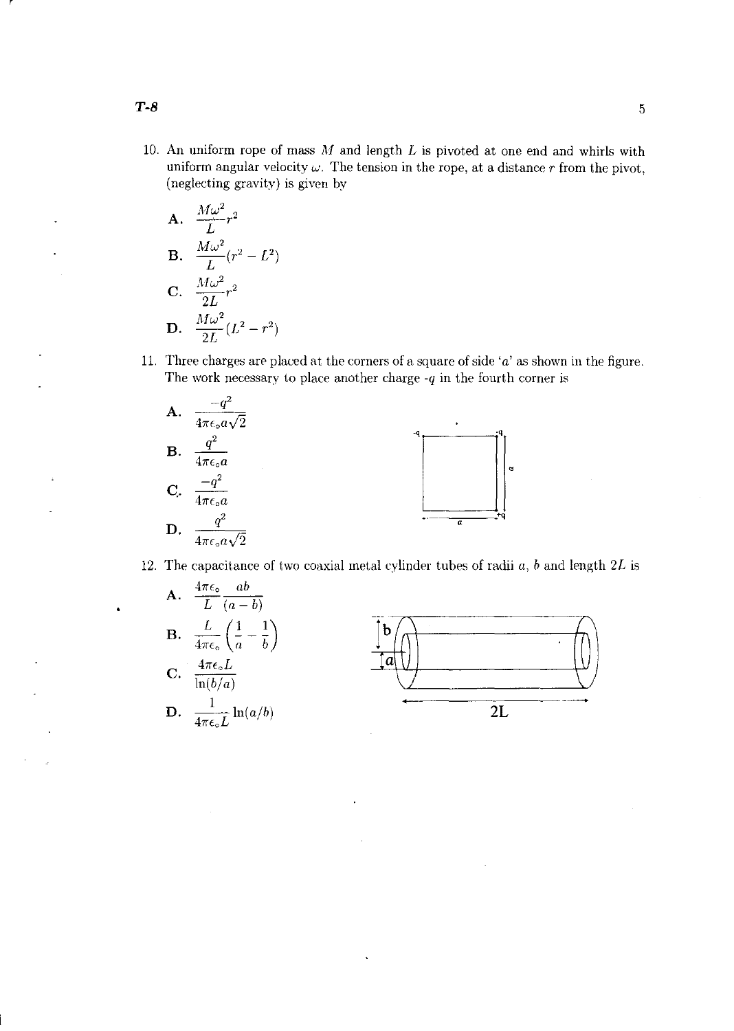10. An uniform rope of mass $M$ and length $L$ is pivoted at one end and whirls with uniform angular velocity $\omega$. The tension in the rope, at a distance $r$ from the pivot, (neglecting gravity) is given by

   A. $\frac{M\omega^2}{L}r^2$

   B. $\frac{M\omega^2}{L}(r^2 - L^2)$

   C. $\frac{M\omega^2}{2L}r^2$

   D. $\frac{M\omega^2}{2L}(L^2 - r^2)$

11. Three charges are placed at the corners of a square of side '$a$' as shown in the figure. The work necessary to place another charge -$q$ in the fourth corner is

   A. $\frac{-q^2}{4\pi\epsilon_o a\sqrt{2}}$

   B. $\frac{q^2}{4\pi\epsilon_o a}$

   C. $\frac{-q^2}{4\pi\epsilon_o a}$

   D. $\frac{q^2}{4\pi\epsilon_o a\sqrt{2}}$

12. The capacitance of two coaxial metal cylinder tubes of radii $a$, $b$ and length $2L$ is

   A. $\frac{4\pi\epsilon_o}{L}\frac{ab}{(a-b)}$

   B. $\frac{L}{4\pi\epsilon_o}\left(\frac{1}{a} - \frac{1}{b}\right)$

   C. $\frac{4\pi\epsilon_o L}{\ln(b/a)}$

   D. $\frac{1}{4\pi\epsilon_o L}\ln(a/b)$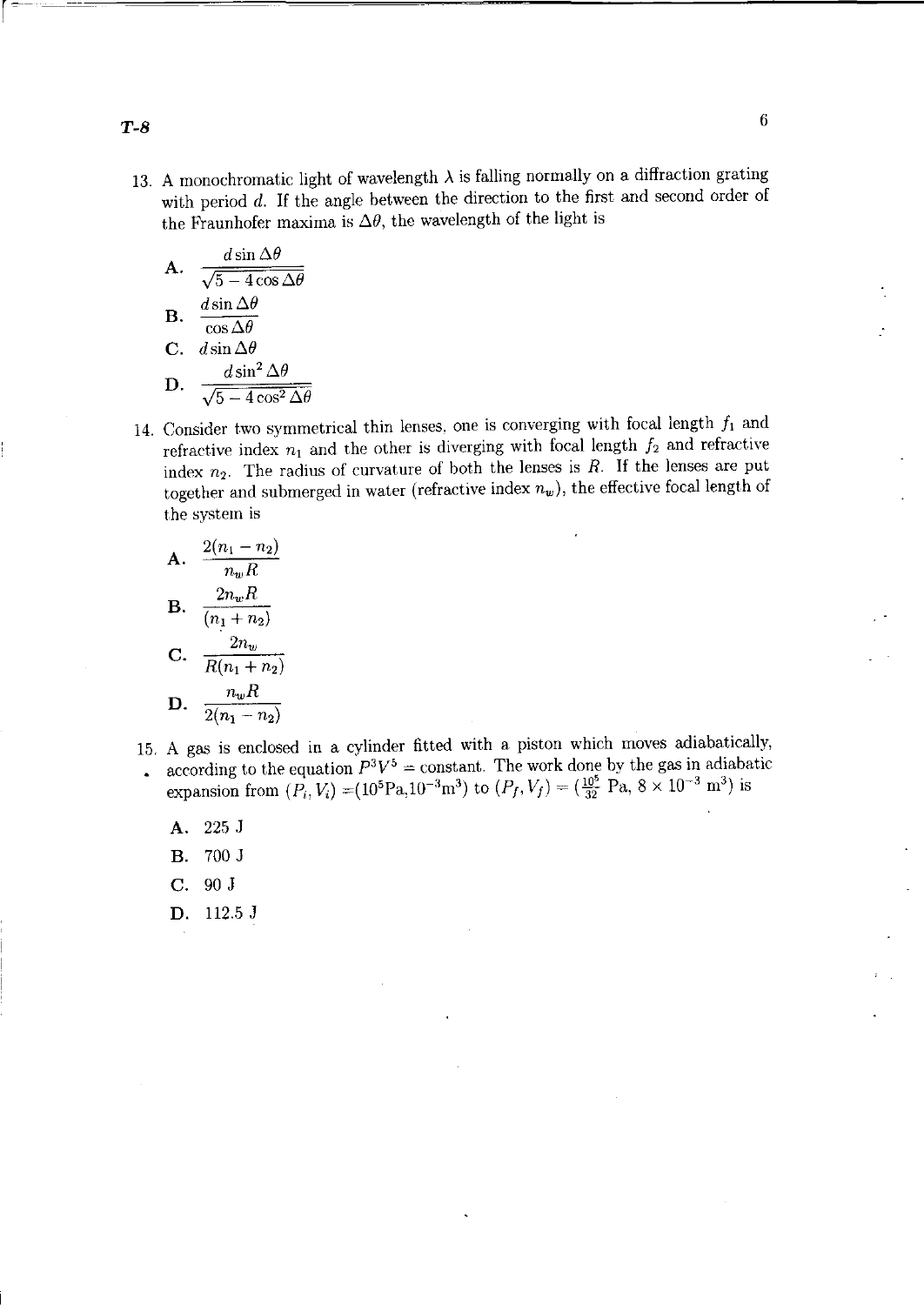13. A monochromatic light of wavelength $\lambda$ is falling normally on a diffraction grating with period $d$. If the angle between the direction to the first and second order of the Fraunhofer maxima is $\Delta\theta$, the wavelength of the light is

    A. $\dfrac{d \sin \Delta\theta}{\sqrt{5 - 4\cos \Delta\theta}}$

    B. $\dfrac{d \sin \Delta\theta}{\cos \Delta\theta}$

    C. $d \sin \Delta\theta$

    D. $\dfrac{d \sin^2 \Delta\theta}{\sqrt{5 - 4\cos^2 \Delta\theta}}$

14. Consider two symmetrical thin lenses, one is converging with focal length $f_1$ and refractive index $n_1$ and the other is diverging with focal length $f_2$ and refractive index $n_2$. The radius of curvature of both the lenses is $R$. If the lenses are put together and submerged in water (refractive index $n_w$), the effective focal length of the system is

    A. $\dfrac{2(n_1 - n_2)}{n_w R}$

    B. $\dfrac{2n_w R}{(n_1 + n_2)}$

    C. $\dfrac{2n_w}{R(n_1 + n_2)}$

    D. $\dfrac{n_w R}{2(n_1 - n_2)}$

15. A gas is enclosed in a cylinder fitted with a piston which moves adiabatically, according to the equation $P^3V^5$ = constant. The work done by the gas in adiabatic expansion from $(P_i, V_i) = (10^5\text{Pa}, 10^{-3}\text{m}^3)$ to $(P_f, V_f) = (\frac{10^5}{32}\ \text{Pa}, 8 \times 10^{-3}\ \text{m}^3)$ is

    A. 225 J

    B. 700 J

    C. 90 J

    D. 112.5 J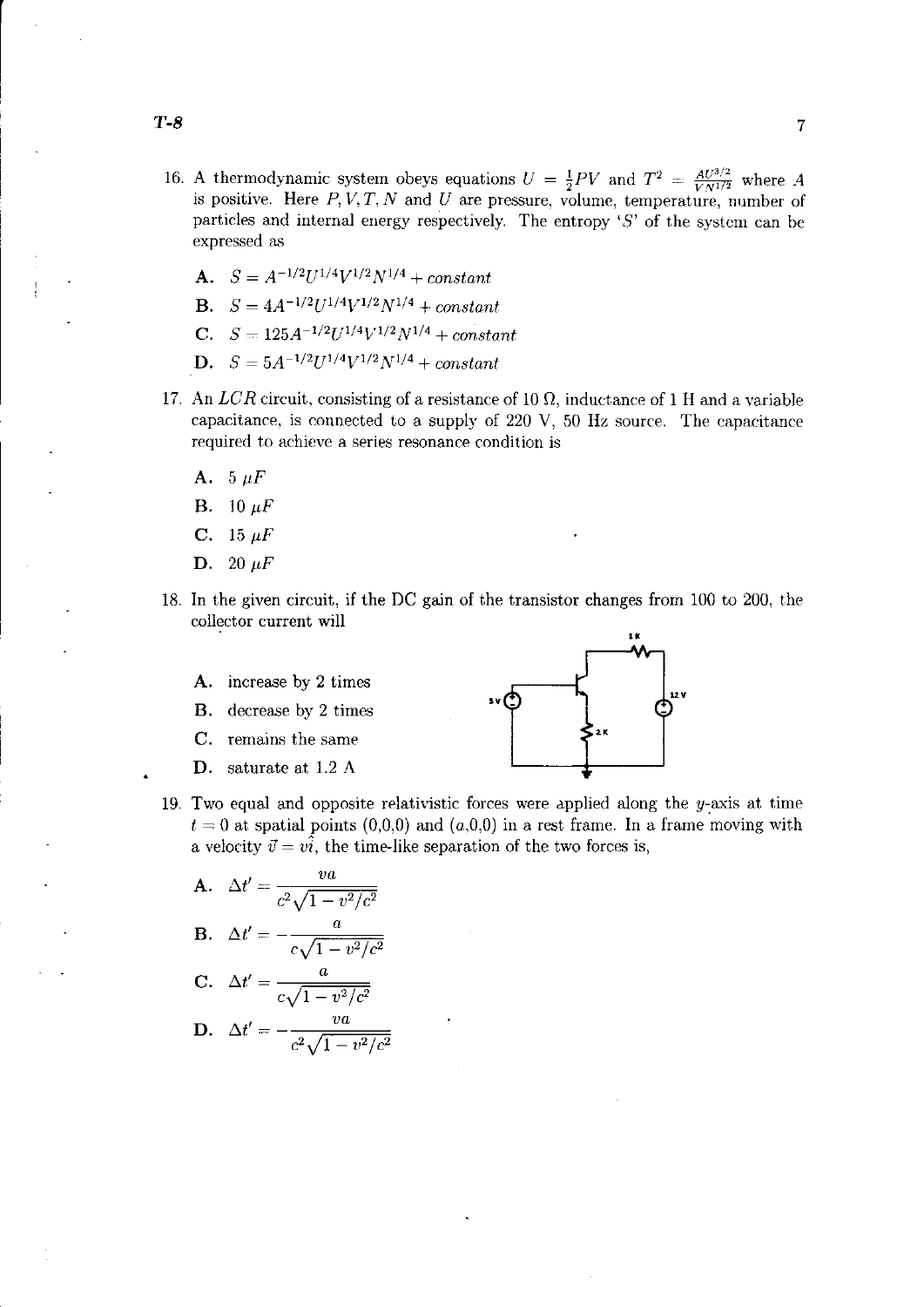16. A thermodynamic system obeys equations $U = \frac{1}{2}PV$ and $T^2 = \frac{AU^{3/2}}{VN^{1/2}}$ where $A$ is positive. Here $P, V, T, N$ and $U$ are pressure, volume, temperature, number of particles and internal energy respectively. The entropy '$S$' of the system can be expressed as

   **A.** $S = A^{-1/2}U^{1/4}V^{1/2}N^{1/4} + constant$

   **B.** $S = 4A^{-1/2}U^{1/4}V^{1/2}N^{1/4} + constant$

   **C.** $S = 125A^{-1/2}U^{1/4}V^{1/2}N^{1/4} + constant$

   **D.** $S = 5A^{-1/2}U^{1/4}V^{1/2}N^{1/4} + constant$

17. An $LCR$ circuit, consisting of a resistance of 10 $\Omega$, inductance of 1 H and a variable capacitance, is connected to a supply of 220 V, 50 Hz source. The capacitance required to achieve a series resonance condition is

   **A.** 5 $\mu F$

   **B.** 10 $\mu F$

   **C.** 15 $\mu F$

   **D.** 20 $\mu F$

18. In the given circuit, if the DC gain of the transistor changes from 100 to 200, the collector current will

   **A.** increase by 2 times

   **B.** decrease by 2 times

   **C.** remains the same

   **D.** saturate at 1.2 A

19. Two equal and opposite relativistic forces were applied along the $y$-axis at time $t = 0$ at spatial points (0,0,0) and $(a$,0,0) in a rest frame. In a frame moving with a velocity $\vec{v} = v\hat{i}$, the time-like separation of the two forces is,

   **A.** $\Delta t' = \dfrac{va}{c^2\sqrt{1 - v^2/c^2}}$

   **B.** $\Delta t' = -\dfrac{a}{c\sqrt{1 - v^2/c^2}}$

   **C.** $\Delta t' = \dfrac{a}{c\sqrt{1 - v^2/c^2}}$

   **D.** $\Delta t' = -\dfrac{va}{c^2\sqrt{1 - v^2/c^2}}$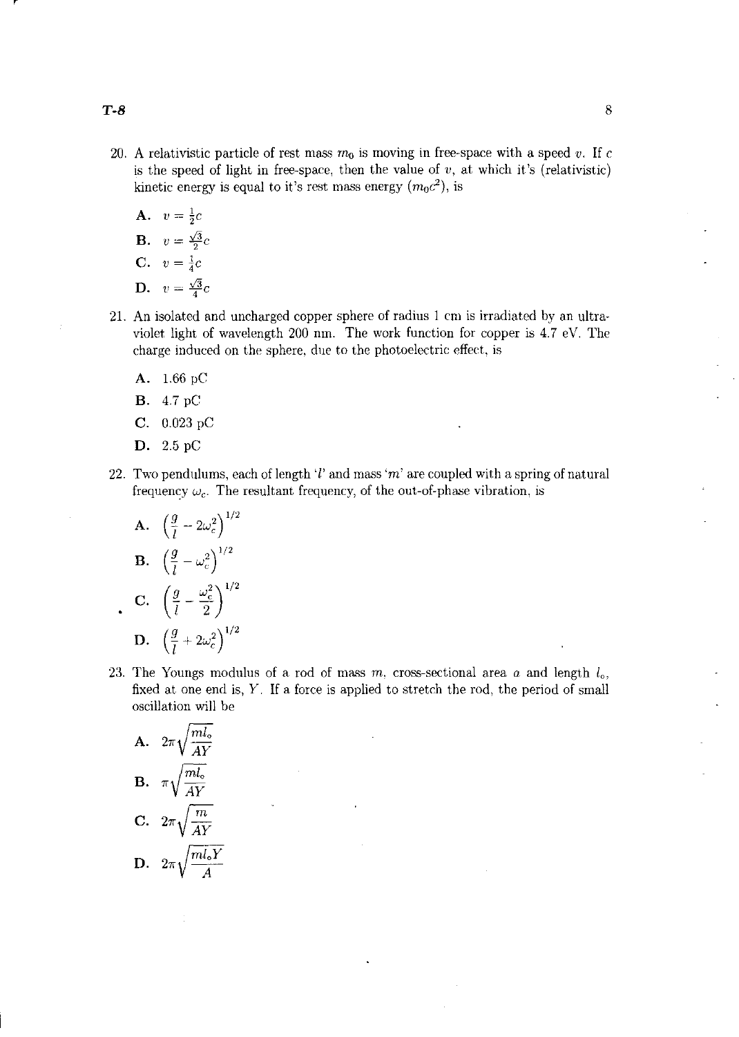20. A relativistic particle of rest mass $m_0$ is moving in free-space with a speed $v$. If $c$ is the speed of light in free-space, then the value of $v$, at which it's (relativistic) kinetic energy is equal to it's rest mass energy ($m_0c^2$), is

   **A.** $v = \frac{1}{2}c$

   **B.** $v = \frac{\sqrt{3}}{2}c$

   **C.** $v = \frac{1}{4}c$

   **D.** $v = \frac{\sqrt{3}}{4}c$

21. An isolated and uncharged copper sphere of radius 1 cm is irradiated by an ultra-violet light of wavelength 200 nm. The work function for copper is 4.7 eV. The charge induced on the sphere, due to the photoelectric effect, is

   **A.** 1.66 pC

   **B.** 4.7 pC

   **C.** 0.023 pC

   **D.** 2.5 pC

22. Two pendulums, each of length '$l$' and mass '$m$' are coupled with a spring of natural frequency $\omega_c$. The resultant frequency, of the out-of-phase vibration, is

   **A.** $\left(\frac{g}{l} - 2\omega_c^2\right)^{1/2}$

   **B.** $\left(\frac{g}{l} - \omega_c^2\right)^{1/2}$

   **C.** $\left(\frac{g}{l} - \frac{\omega_c^2}{2}\right)^{1/2}$

   **D.** $\left(\frac{g}{l} + 2\omega_c^2\right)^{1/2}$

23. The Youngs modulus of a rod of mass $m$, cross-sectional area $a$ and length $l_o$, fixed at one end is, $Y$. If a force is applied to stretch the rod, the period of small oscillation will be

   **A.** $2\pi\sqrt{\frac{ml_o}{AY}}$

   **B.** $\pi\sqrt{\frac{ml_o}{AY}}$

   **C.** $2\pi\sqrt{\frac{m}{AY}}$

   **D.** $2\pi\sqrt{\frac{ml_oY}{A}}$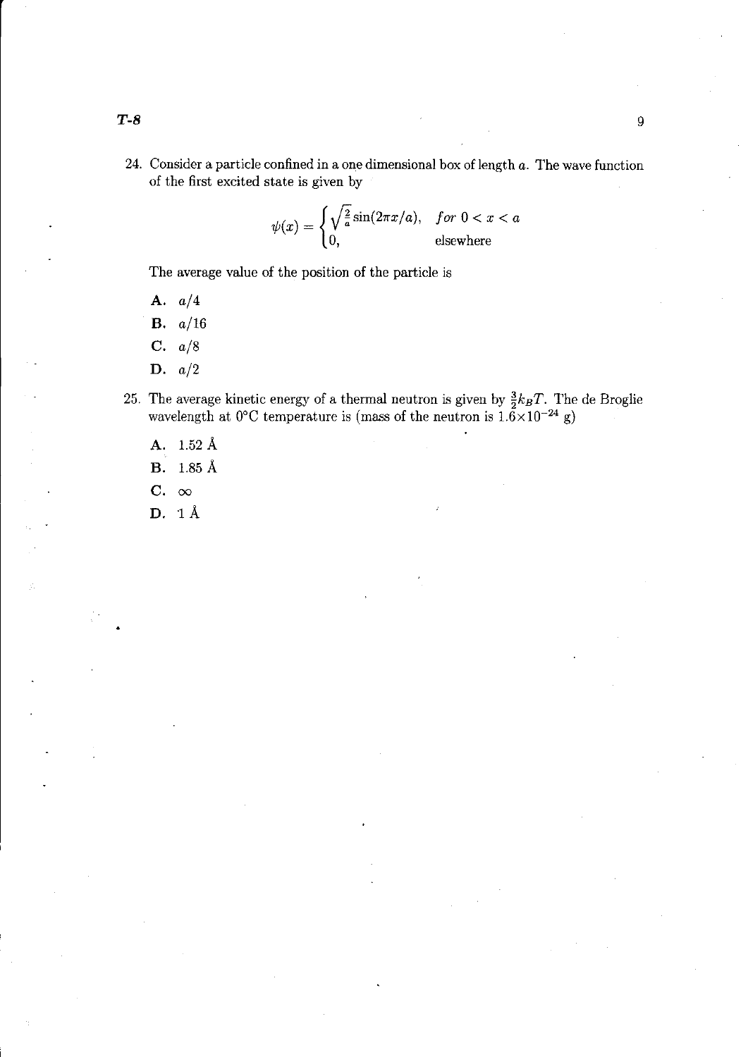24. Consider a particle confined in a one dimensional box of length $a$. The wave function of the first excited state is given by

$$\psi(x) = \begin{cases} \sqrt{\frac{2}{a}}\sin(2\pi x/a), & \textit{for } 0 < x < a \\ 0, & \text{elsewhere} \end{cases}$$

The average value of the position of the particle is

**A.** $a/4$

**B.** $a/16$

**C.** $a/8$

**D.** $a/2$

25. The average kinetic energy of a thermal neutron is given by $\frac{3}{2}k_B T$. The de Broglie wavelength at 0°C temperature is (mass of the neutron is $1.6 \times 10^{-24}$ g)

**A.** 1.52 Å

**B.** 1.85 Å

**C.** $\infty$

**D.** 1 Å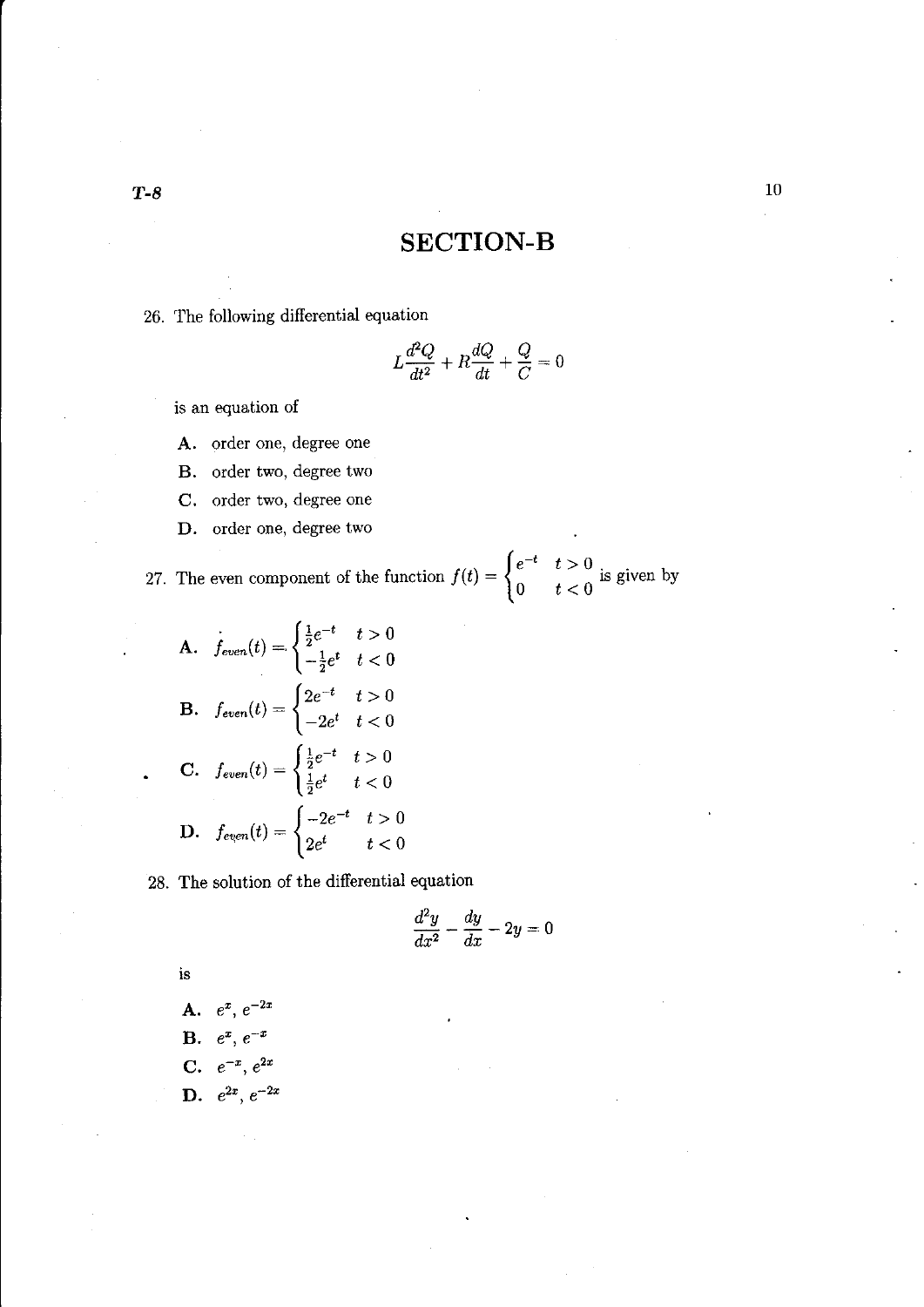# SECTION-B

26. The following differential equation

$$L\frac{d^2Q}{dt^2} + R\frac{dQ}{dt} + \frac{Q}{C} = 0$$

is an equation of

A. order one, degree one

B. order two, degree two

C. order two, degree one

D. order one, degree two

27. The even component of the function $f(t) = \begin{cases} e^{-t} & t > 0 \\ 0 & t < 0 \end{cases}$ is given by

A. $f_{even}(t) = \begin{cases} \frac{1}{2}e^{-t} & t > 0 \\ -\frac{1}{2}e^{t} & t < 0 \end{cases}$

B. $f_{even}(t) = \begin{cases} 2e^{-t} & t > 0 \\ -2e^{t} & t < 0 \end{cases}$

C. $f_{even}(t) = \begin{cases} \frac{1}{2}e^{-t} & t > 0 \\ \frac{1}{2}e^{t} & t < 0 \end{cases}$

D. $f_{even}(t) = \begin{cases} -2e^{-t} & t > 0 \\ 2e^{t} & t < 0 \end{cases}$

28. The solution of the differential equation

$$\frac{d^2y}{dx^2} - \frac{dy}{dx} - 2y = 0$$

is

A. $e^{x}$, $e^{-2x}$

B. $e^{x}$, $e^{-x}$

C. $e^{-x}$, $e^{2x}$

D. $e^{2x}$, $e^{-2x}$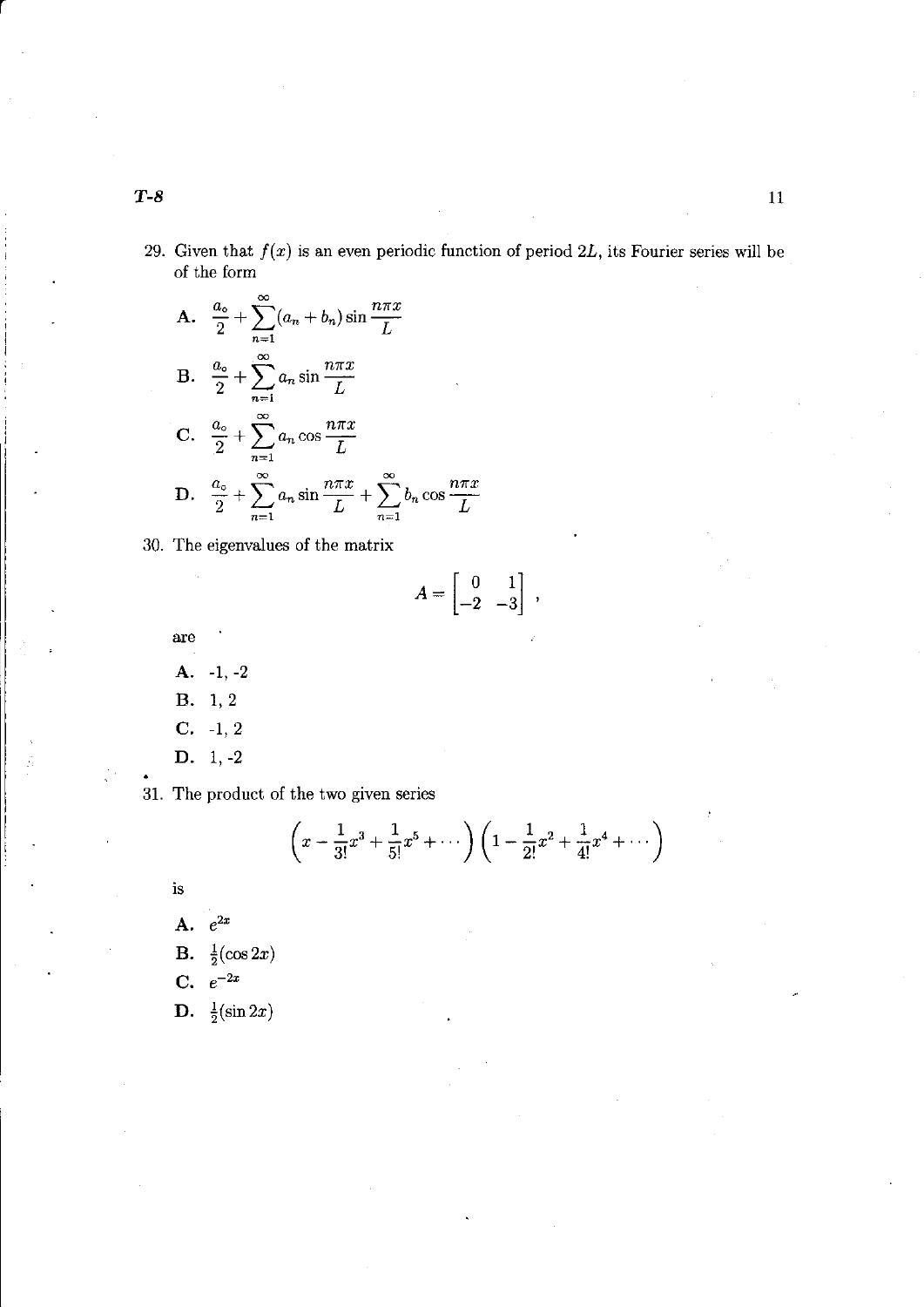29. Given that $f(x)$ is an even periodic function of period $2L$, its Fourier series will be of the form

   **A.** $\frac{a_o}{2} + \sum_{n=1}^{\infty}(a_n + b_n)\sin\frac{n\pi x}{L}$

   **B.** $\frac{a_o}{2} + \sum_{n=1}^{\infty} a_n \sin\frac{n\pi x}{L}$

   **C.** $\frac{a_o}{2} + \sum_{n=1}^{\infty} a_n \cos\frac{n\pi x}{L}$

   **D.** $\frac{a_o}{2} + \sum_{n=1}^{\infty} a_n \sin\frac{n\pi x}{L} + \sum_{n=1}^{\infty} b_n \cos\frac{n\pi x}{L}$

30. The eigenvalues of the matrix

$$A = \begin{bmatrix} 0 & 1 \\ -2 & -3 \end{bmatrix},$$

   are

   **A.** -1, -2

   **B.** 1, 2

   **C.** -1, 2

   **D.** 1, -2

31. The product of the two given series

$$\left(x - \frac{1}{3!}x^3 + \frac{1}{5!}x^5 + \cdots\right)\left(1 - \frac{1}{2!}x^2 + \frac{1}{4!}x^4 + \cdots\right)$$

   is

   **A.** $e^{2x}$

   **B.** $\frac{1}{2}(\cos 2x)$

   **C.** $e^{-2x}$

   **D.** $\frac{1}{2}(\sin 2x)$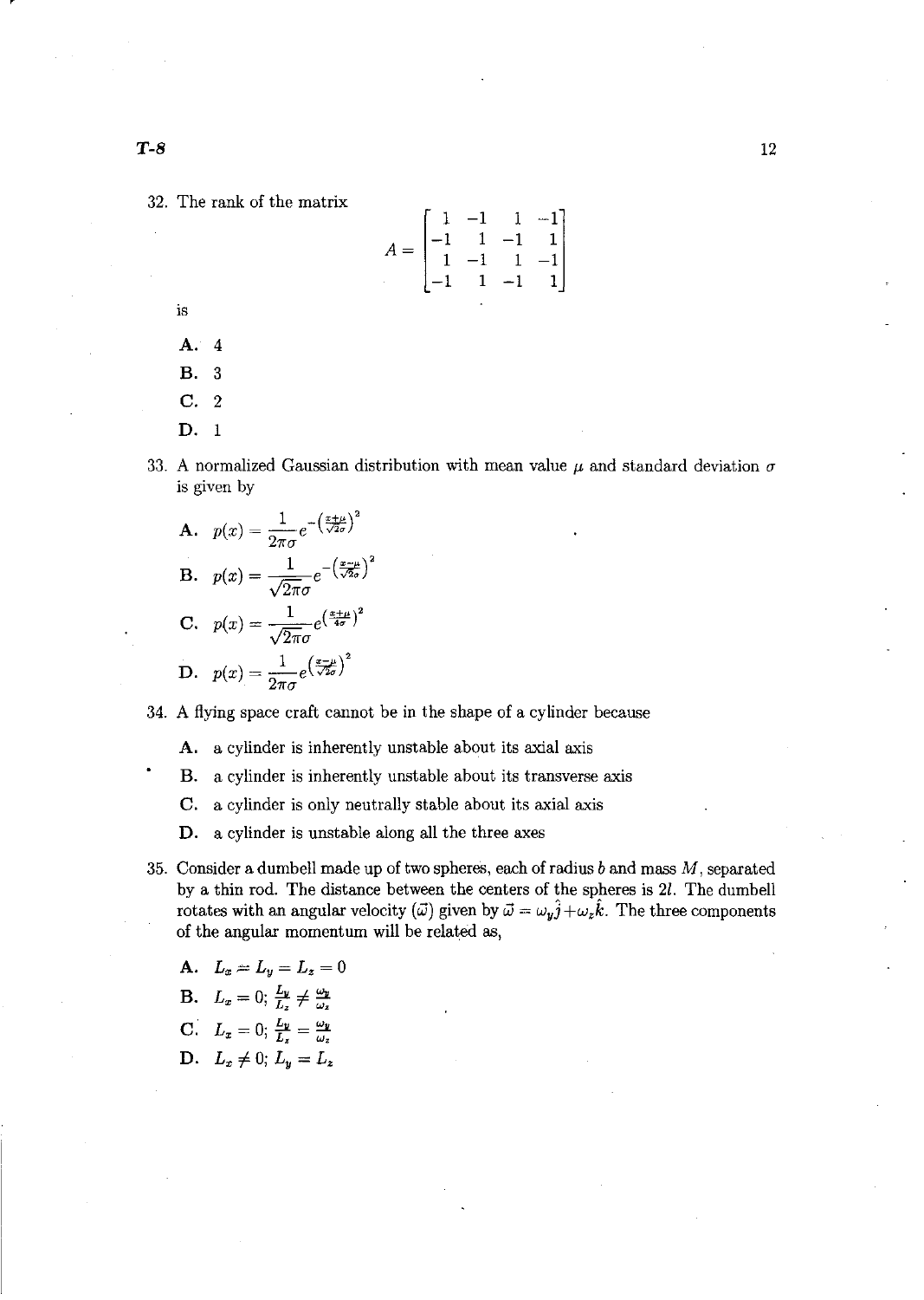32. The rank of the matrix

$$A = \begin{bmatrix} 1 & -1 & 1 & -1 \\ -1 & 1 & -1 & 1 \\ 1 & -1 & 1 & -1 \\ -1 & 1 & -1 & 1 \end{bmatrix}$$

is

A. 4

B. 3

C. 2

D. 1

33. A normalized Gaussian distribution with mean value $\mu$ and standard deviation $\sigma$ is given by

A. $p(x) = \frac{1}{2\pi\sigma} e^{-\left(\frac{x+\mu}{\sqrt{2}\sigma}\right)^2}$

B. $p(x) = \frac{1}{\sqrt{2\pi}\sigma} e^{-\left(\frac{x-\mu}{\sqrt{2}\sigma}\right)^2}$

C. $p(x) = \frac{1}{\sqrt{2\pi}\sigma} e^{\left(\frac{x+\mu}{4\sigma}\right)^2}$

D. $p(x) = \frac{1}{2\pi\sigma} e^{\left(\frac{x-\mu}{\sqrt{2}\sigma}\right)^2}$

34. A flying space craft cannot be in the shape of a cylinder because

A. a cylinder is inherently unstable about its axial axis

B. a cylinder is inherently unstable about its transverse axis

C. a cylinder is only neutrally stable about its axial axis

D. a cylinder is unstable along all the three axes

35. Consider a dumbell made up of two spheres, each of radius $b$ and mass $M$, separated by a thin rod. The distance between the centers of the spheres is $2l$. The dumbell rotates with an angular velocity ($\vec{\omega}$) given by $\vec{\omega} = \omega_y \hat{j} + \omega_z \hat{k}$. The three components of the angular momentum will be related as,

A. $L_x = L_y = L_z = 0$

B. $L_x = 0; \frac{L_y}{L_z} \neq \frac{\omega_y}{\omega_z}$

C. $L_x = 0; \frac{L_y}{L_z} = \frac{\omega_y}{\omega_z}$

D. $L_x \neq 0; L_y = L_z$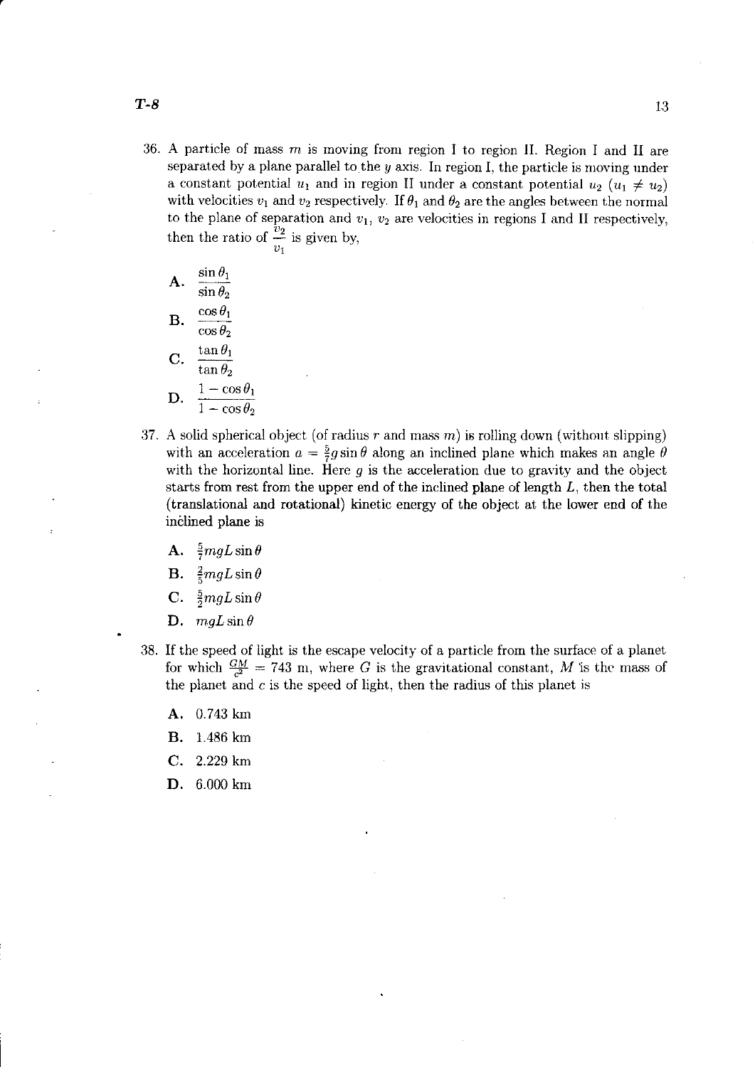36. A particle of mass $m$ is moving from region I to region II. Region I and II are separated by a plane parallel to the $y$ axis. In region I, the particle is moving under a constant potential $u_1$ and in region II under a constant potential $u_2$ ($u_1 \neq u_2$) with velocities $v_1$ and $v_2$ respectively. If $\theta_1$ and $\theta_2$ are the angles between the normal to the plane of separation and $v_1$, $v_2$ are velocities in regions I and II respectively, then the ratio of $\frac{v_2}{v_1}$ is given by,

    **A.** $\frac{\sin\theta_1}{\sin\theta_2}$

    **B.** $\frac{\cos\theta_1}{\cos\theta_2}$

    **C.** $\frac{\tan\theta_1}{\tan\theta_2}$

    **D.** $\frac{1-\cos\theta_1}{1-\cos\theta_2}$

37. A solid spherical object (of radius $r$ and mass $m$) is rolling down (without slipping) with an acceleration $a = \frac{5}{7}g\sin\theta$ along an inclined plane which makes an angle $\theta$ with the horizontal line. Here $g$ is the acceleration due to gravity and the object starts from rest from the upper end of the inclined plane of length $L$, then the total (translational and rotational) kinetic energy of the object at the lower end of the inclined plane is

    **A.** $\frac{5}{7}mgL\sin\theta$

    **B.** $\frac{2}{5}mgL\sin\theta$

    **C.** $\frac{5}{2}mgL\sin\theta$

    **D.** $mgL\sin\theta$

38. If the speed of light is the escape velocity of a particle from the surface of a planet for which $\frac{GM}{c^2} = 743$ m, where $G$ is the gravitational constant, $M$ is the mass of the planet and $c$ is the speed of light, then the radius of this planet is

    **A.** 0.743 km

    **B.** 1.486 km

    **C.** 2.229 km

    **D.** 6.000 km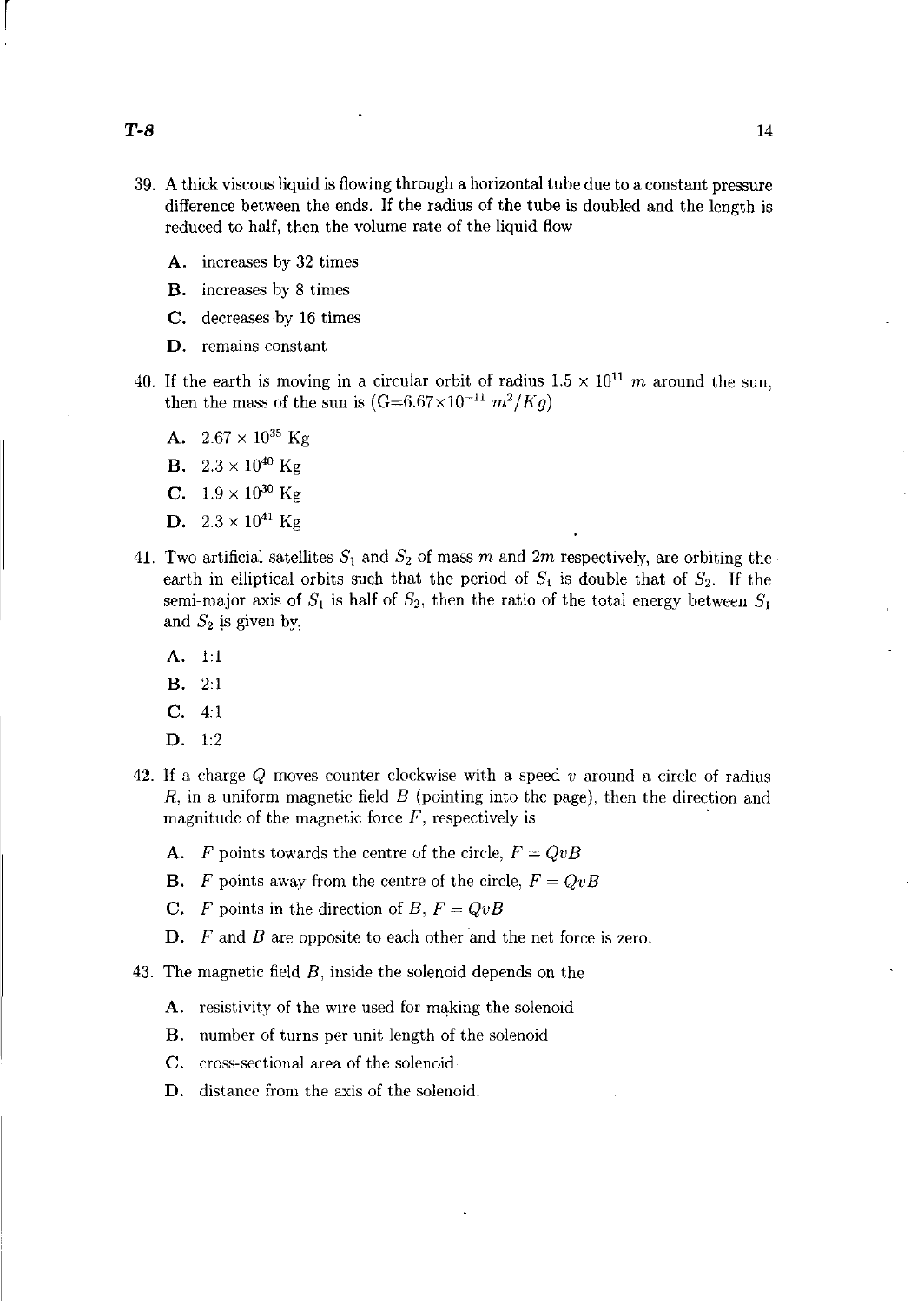39. A thick viscous liquid is flowing through a horizontal tube due to a constant pressure difference between the ends. If the radius of the tube is doubled and the length is reduced to half, then the volume rate of the liquid flow

    **A.** increases by 32 times

    **B.** increases by 8 times

    **C.** decreases by 16 times

    **D.** remains constant

40. If the earth is moving in a circular orbit of radius $1.5 \times 10^{11}$ $m$ around the sun, then the mass of the sun is ($G{=}6.67{\times}10^{-11}$ $m^2/Kg$)

    **A.** $2.67 \times 10^{35}$ Kg

    **B.** $2.3 \times 10^{40}$ Kg

    **C.** $1.9 \times 10^{30}$ Kg

    **D.** $2.3 \times 10^{41}$ Kg

41. Two artificial satellites $S_1$ and $S_2$ of mass $m$ and $2m$ respectively, are orbiting the earth in elliptical orbits such that the period of $S_1$ is double that of $S_2$. If the semi-major axis of $S_1$ is half of $S_2$, then the ratio of the total energy between $S_1$ and $S_2$ is given by,

    **A.** 1:1

    **B.** 2:1

    **C.** 4:1

    **D.** 1:2

42. If a charge $Q$ moves counter clockwise with a speed $v$ around a circle of radius $R$, in a uniform magnetic field $B$ (pointing into the page), then the direction and magnitude of the magnetic force $F$, respectively is

    **A.** $F$ points towards the centre of the circle, $F = QvB$

    **B.** $F$ points away from the centre of the circle, $F = QvB$

    **C.** $F$ points in the direction of $B$, $F = QvB$

    **D.** $F$ and $B$ are opposite to each other and the net force is zero.

43. The magnetic field $B$, inside the solenoid depends on the

    **A.** resistivity of the wire used for making the solenoid

    **B.** number of turns per unit length of the solenoid

    **C.** cross-sectional area of the solenoid

    **D.** distance from the axis of the solenoid.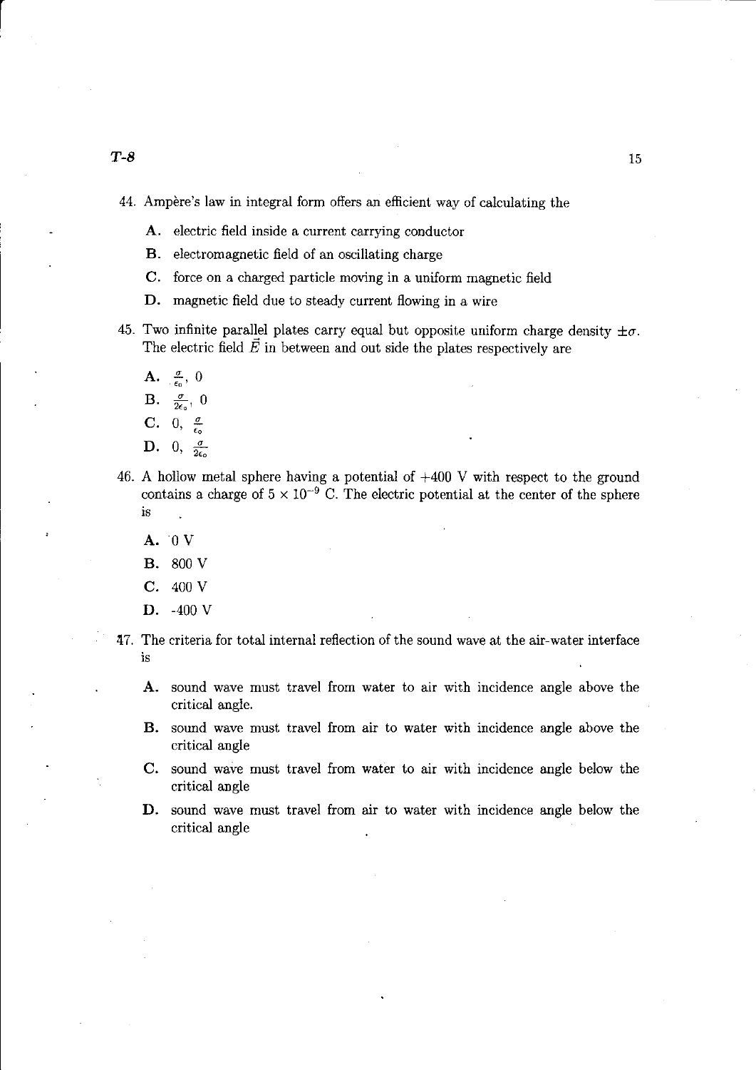44. Ampère's law in integral form offers an efficient way of calculating the

    **A.** electric field inside a current carrying conductor

    **B.** electromagnetic field of an oscillating charge

    **C.** force on a charged particle moving in a uniform magnetic field

    **D.** magnetic field due to steady current flowing in a wire

45. Two infinite parallel plates carry equal but opposite uniform charge density $\pm\sigma$. The electric field $\vec{E}$ in between and out side the plates respectively are

    **A.** $\frac{\sigma}{\epsilon_0}$, 0

    **B.** $\frac{\sigma}{2\epsilon_0}$, 0

    **C.** 0, $\frac{\sigma}{\epsilon_0}$

    **D.** 0, $\frac{\sigma}{2\epsilon_0}$

46. A hollow metal sphere having a potential of +400 V with respect to the ground contains a charge of $5 \times 10^{-9}$ C. The electric potential at the center of the sphere is

    **A.** 0 V

    **B.** 800 V

    **C.** 400 V

    **D.** -400 V

47. The criteria for total internal reflection of the sound wave at the air-water interface is

    **A.** sound wave must travel from water to air with incidence angle above the critical angle.

    **B.** sound wave must travel from air to water with incidence angle above the critical angle

    **C.** sound wave must travel from water to air with incidence angle below the critical angle

    **D.** sound wave must travel from air to water with incidence angle below the critical angle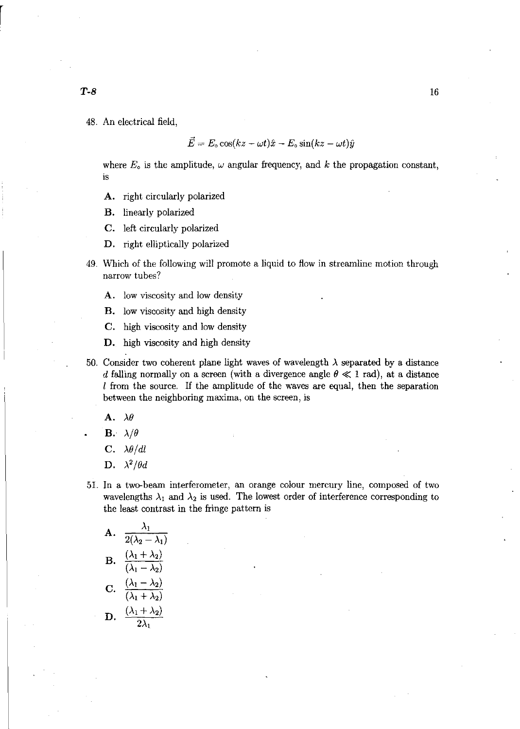48. An electrical field,

$$\vec{E} = E_o \cos(kz - \omega t)\hat{x} - E_o \sin(kz - \omega t)\hat{y}$$

where $E_o$ is the amplitude, $\omega$ angular frequency, and $k$ the propagation constant, is

**A.** right circularly polarized

**B.** linearly polarized

**C.** left circularly polarized

**D.** right elliptically polarized

49. Which of the following will promote a liquid to flow in streamline motion through narrow tubes?

**A.** low viscosity and low density

**B.** low viscosity and high density

**C.** high viscosity and low density

**D.** high viscosity and high density

50. Consider two coherent plane light waves of wavelength $\lambda$ separated by a distance $d$ falling normally on a screen (with a divergence angle $\theta \ll 1$ rad), at a distance $l$ from the source. If the amplitude of the waves are equal, then the separation between the neighboring maxima, on the screen, is

**A.** $\lambda\theta$

**B.** $\lambda/\theta$

**C.** $\lambda\theta/dl$

**D.** $\lambda^2/\theta d$

51. In a two-beam interferometer, an orange colour mercury line, composed of two wavelengths $\lambda_1$ and $\lambda_2$ is used. The lowest order of interference corresponding to the least contrast in the fringe pattern is

**A.** $\dfrac{\lambda_1}{2(\lambda_2 - \lambda_1)}$

**B.** $\dfrac{(\lambda_1 + \lambda_2)}{(\lambda_1 - \lambda_2)}$

**C.** $\dfrac{(\lambda_1 - \lambda_2)}{(\lambda_1 + \lambda_2)}$

**D.** $\dfrac{(\lambda_1 + \lambda_2)}{2\lambda_1}$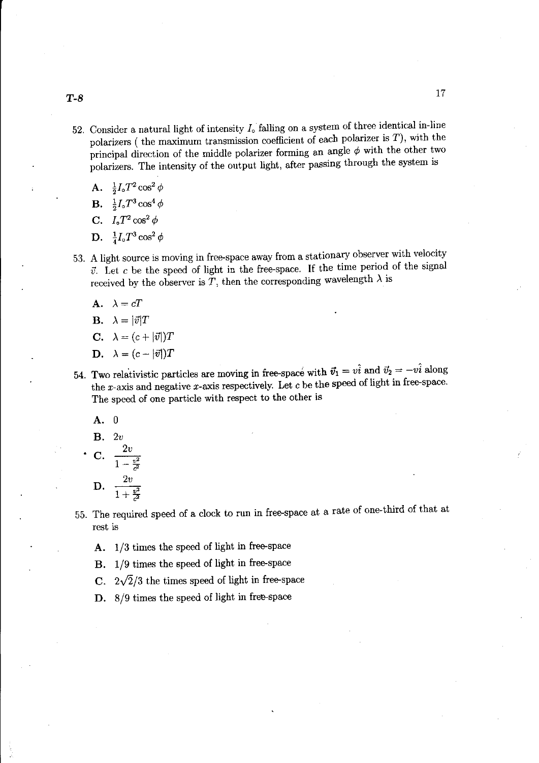52. Consider a natural light of intensity $I_o$ falling on a system of three identical in-line polarizers ( the maximum transmission coefficient of each polarizer is $T$), with the principal direction of the middle polarizer forming an angle $\phi$ with the other two polarizers. The intensity of the output light, after passing through the system is

    **A.** $\frac{1}{2}I_o T^2 \cos^2\phi$

    **B.** $\frac{1}{2}I_o T^3 \cos^4\phi$

    **C.** $I_o T^2 \cos^2\phi$

    **D.** $\frac{1}{4}I_o T^3 \cos^2\phi$

53. A light source is moving in free-space away from a stationary observer with velocity $\vec{v}$. Let $c$ be the speed of light in the free-space. If the time period of the signal received by the observer is $T$, then the corresponding wavelength $\lambda$ is

    **A.** $\lambda = cT$

    **B.** $\lambda = |\vec{v}|T$

    **C.** $\lambda = (c + |\vec{v}|)T$

    **D.** $\lambda = (c - |\vec{v}|)T$

54. Two relativistic particles are moving in free-space with $\vec{v}_1 = v\hat{i}$ and $\vec{v}_2 = -v\hat{i}$ along the $x$-axis and negative $x$-axis respectively. Let $c$ be the speed of light in free-space. The speed of one particle with respect to the other is

    **A.** 0

    **B.** $2v$

    **C.** $\dfrac{2v}{1-\frac{v^2}{c^2}}$

    **D.** $\dfrac{2v}{1+\frac{v^2}{c^2}}$

55. The required speed of a clock to run in free-space at a rate of one-third of that at rest is

    **A.** 1/3 times the speed of light in free-space

    **B.** 1/9 times the speed of light in free-space

    **C.** $2\sqrt{2}/3$ the times speed of light in free-space

    **D.** 8/9 times the speed of light in free-space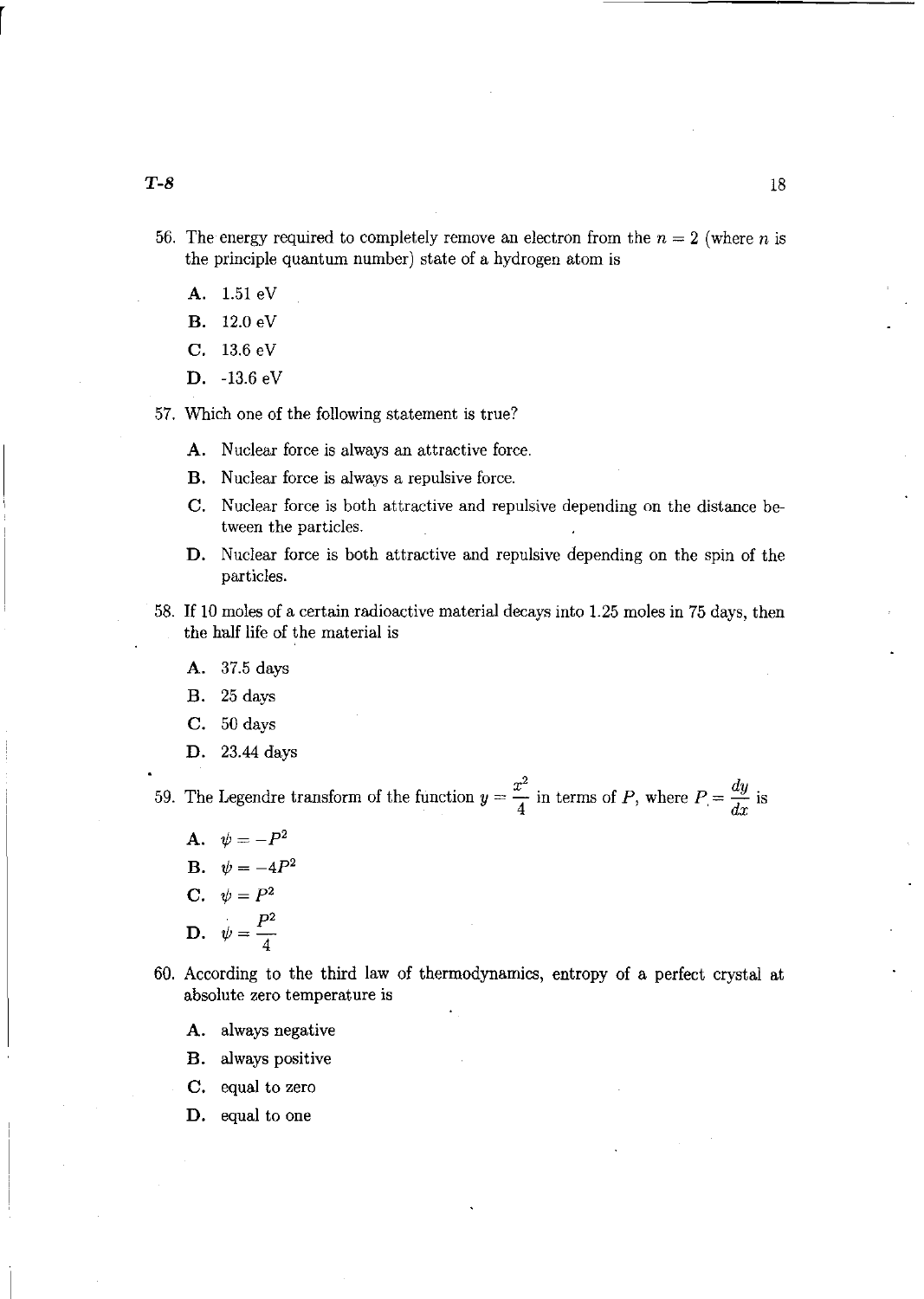56. The energy required to completely remove an electron from the $n = 2$ (where $n$ is the principle quantum number) state of a hydrogen atom is

  **A.** 1.51 eV

  **B.** 12.0 eV

  **C.** 13.6 eV

  **D.** -13.6 eV

57. Which one of the following statement is true?

  **A.** Nuclear force is always an attractive force.

  **B.** Nuclear force is always a repulsive force.

  **C.** Nuclear force is both attractive and repulsive depending on the distance between the particles.

  **D.** Nuclear force is both attractive and repulsive depending on the spin of the particles.

58. If 10 moles of a certain radioactive material decays into 1.25 moles in 75 days, then the half life of the material is

  **A.** 37.5 days

  **B.** 25 days

  **C.** 50 days

  **D.** 23.44 days

59. The Legendre transform of the function $y = \frac{x^2}{4}$ in terms of $P$, where $P = \frac{dy}{dx}$ is

  **A.** $\psi = -P^2$

  **B.** $\psi = -4P^2$

  **C.** $\psi = P^2$

  **D.** $\psi = \frac{P^2}{4}$

60. According to the third law of thermodynamics, entropy of a perfect crystal at absolute zero temperature is

  **A.** always negative

  **B.** always positive

  **C.** equal to zero

  **D.** equal to one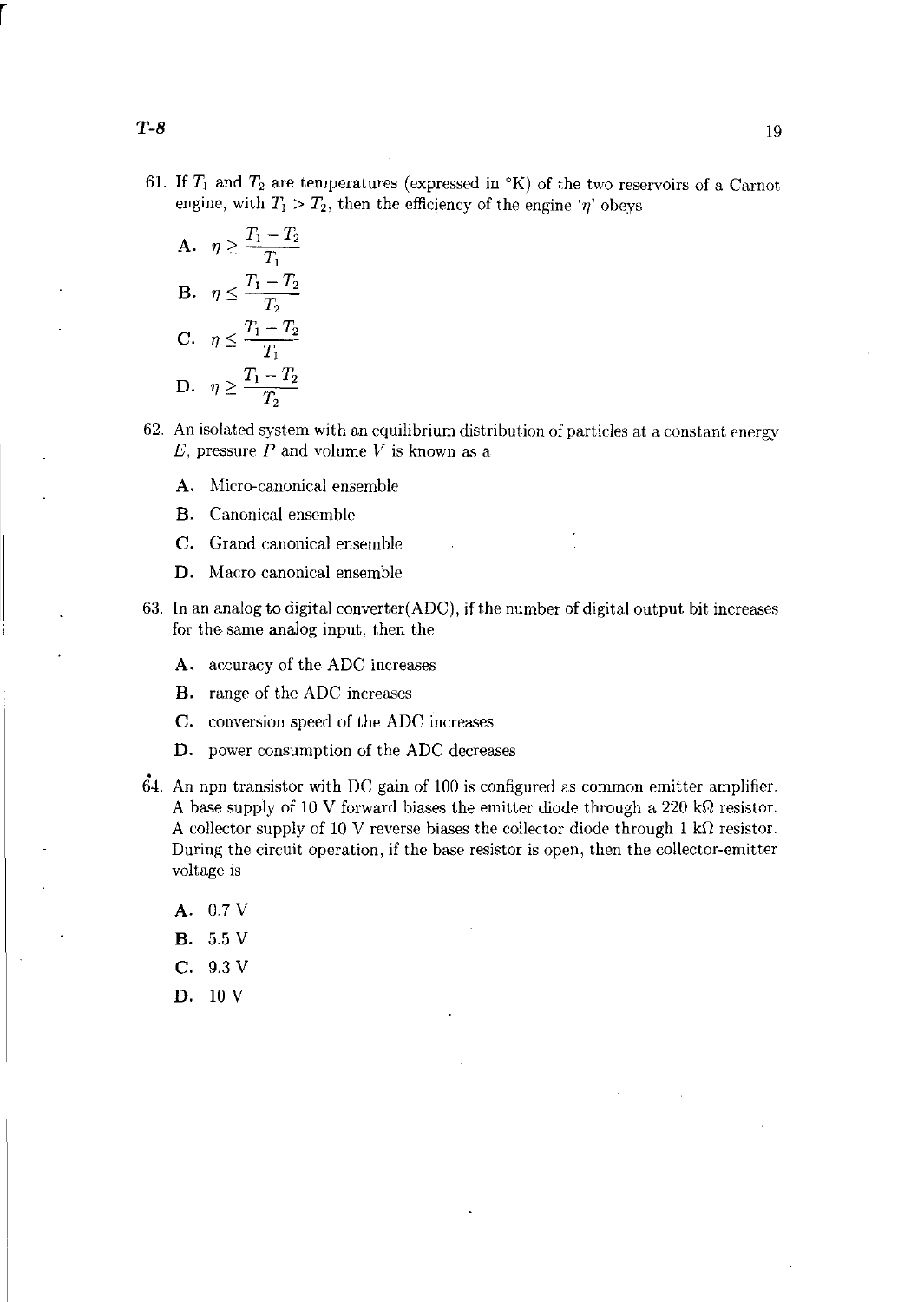61. If $T_1$ and $T_2$ are temperatures (expressed in °K) of the two reservoirs of a Carnot engine, with $T_1 > T_2$, then the efficiency of the engine '$\eta$' obeys

   **A.** $\eta \geq \frac{T_1 - T_2}{T_1}$

   **B.** $\eta \leq \frac{T_1 - T_2}{T_2}$

   **C.** $\eta \leq \frac{T_1 - T_2}{T_1}$

   **D.** $\eta \geq \frac{T_1 - T_2}{T_2}$

62. An isolated system with an equilibrium distribution of particles at a constant energy $E$, pressure $P$ and volume $V$ is known as a

   **A.** Micro-canonical ensemble

   **B.** Canonical ensemble

   **C.** Grand canonical ensemble

   **D.** Macro canonical ensemble

63. In an analog to digital converter(ADC), if the number of digital output bit increases for the same analog input, then the

   **A.** accuracy of the ADC increases

   **B.** range of the ADC increases

   **C.** conversion speed of the ADC increases

   **D.** power consumption of the ADC decreases

64. An npn transistor with DC gain of 100 is configured as common emitter amplifier. A base supply of 10 V forward biases the emitter diode through a 220 kΩ resistor. A collector supply of 10 V reverse biases the collector diode through 1 kΩ resistor. During the circuit operation, if the base resistor is open, then the collector-emitter voltage is

   **A.** 0.7 V

   **B.** 5.5 V

   **C.** 9.3 V

   **D.** 10 V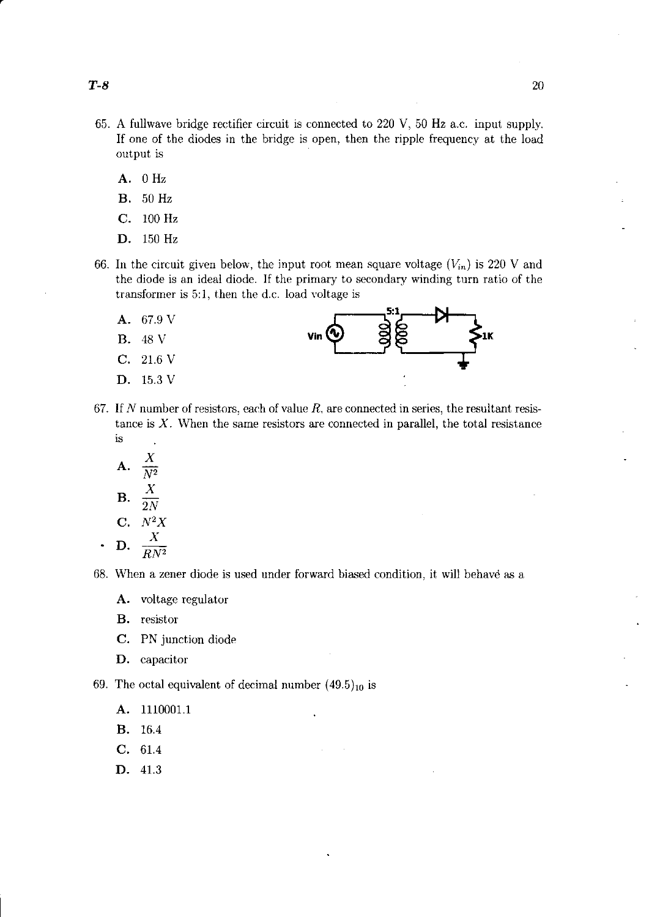65. A fullwave bridge rectifier circuit is connected to 220 V, 50 Hz a.c. input supply. If one of the diodes in the bridge is open, then the ripple frequency at the load output is

 **A.** 0 Hz

 **B.** 50 Hz

 **C.** 100 Hz

 **D.** 150 Hz

66. In the circuit given below, the input root mean square voltage ($V_{in}$) is 220 V and the diode is an ideal diode. If the primary to secondary winding turn ratio of the transformer is 5:1, then the d.c. load voltage is

 **A.** 67.9 V

 **B.** 48 V

 **C.** 21.6 V

 **D.** 15.3 V

67. If $N$ number of resistors, each of value $R$, are connected in series, the resultant resistance is $X$. When the same resistors are connected in parallel, the total resistance is

 **A.** $\frac{X}{N^2}$

 **B.** $\frac{X}{2N}$

 **C.** $N^2X$

 **D.** $\frac{X}{RN^2}$

68. When a zener diode is used under forward biased condition, it will behavé as a

 **A.** voltage regulator

 **B.** resistor

 **C.** PN junction diode

 **D.** capacitor

69. The octal equivalent of decimal number $(49.5)_{10}$ is

 **A.** 1110001.1

 **B.** 16.4

 **C.** 61.4

 **D.** 41.3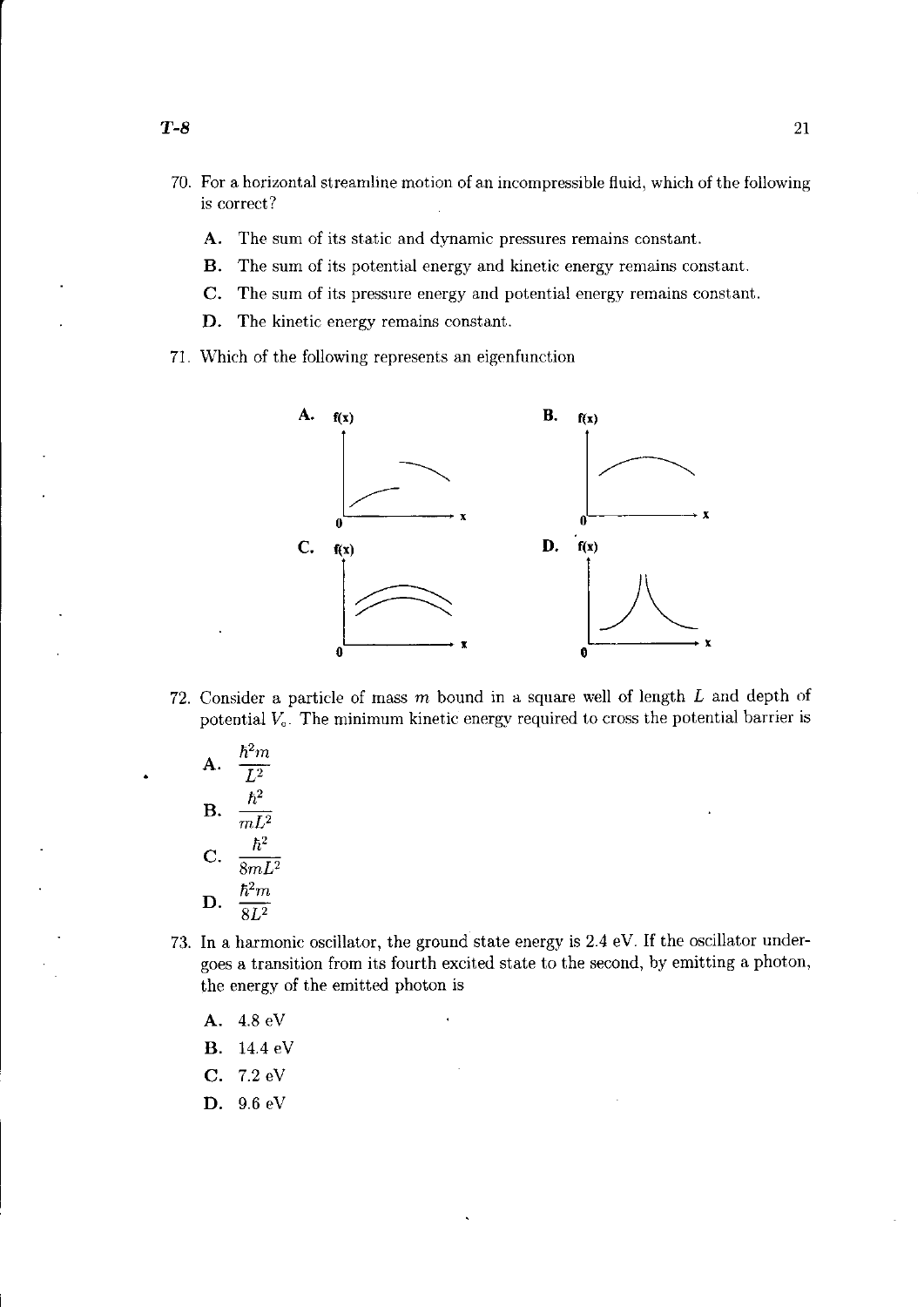70. For a horizontal streamline motion of an incompressible fluid, which of the following is correct?

   **A.** The sum of its static and dynamic pressures remains constant.

   **B.** The sum of its potential energy and kinetic energy remains constant.

   **C.** The sum of its pressure energy and potential energy remains constant.

   **D.** The kinetic energy remains constant.

71. Which of the following represents an eigenfunction

   **A.** f(x)

   **B.** f(x)

   **C.** f(x)

   **D.** f(x)

72. Consider a particle of mass $m$ bound in a square well of length $L$ and depth of potential $V_o$. The minimum kinetic energy required to cross the potential barrier is

   **A.** $\frac{\hbar^2 m}{L^2}$

   **B.** $\frac{\hbar^2}{mL^2}$

   **C.** $\frac{\hbar^2}{8mL^2}$

   **D.** $\frac{\hbar^2 m}{8L^2}$

73. In a harmonic oscillator, the ground state energy is 2.4 eV. If the oscillator undergoes a transition from its fourth excited state to the second, by emitting a photon, the energy of the emitted photon is

   **A.** 4.8 eV

   **B.** 14.4 eV

   **C.** 7.2 eV

   **D.** 9.6 eV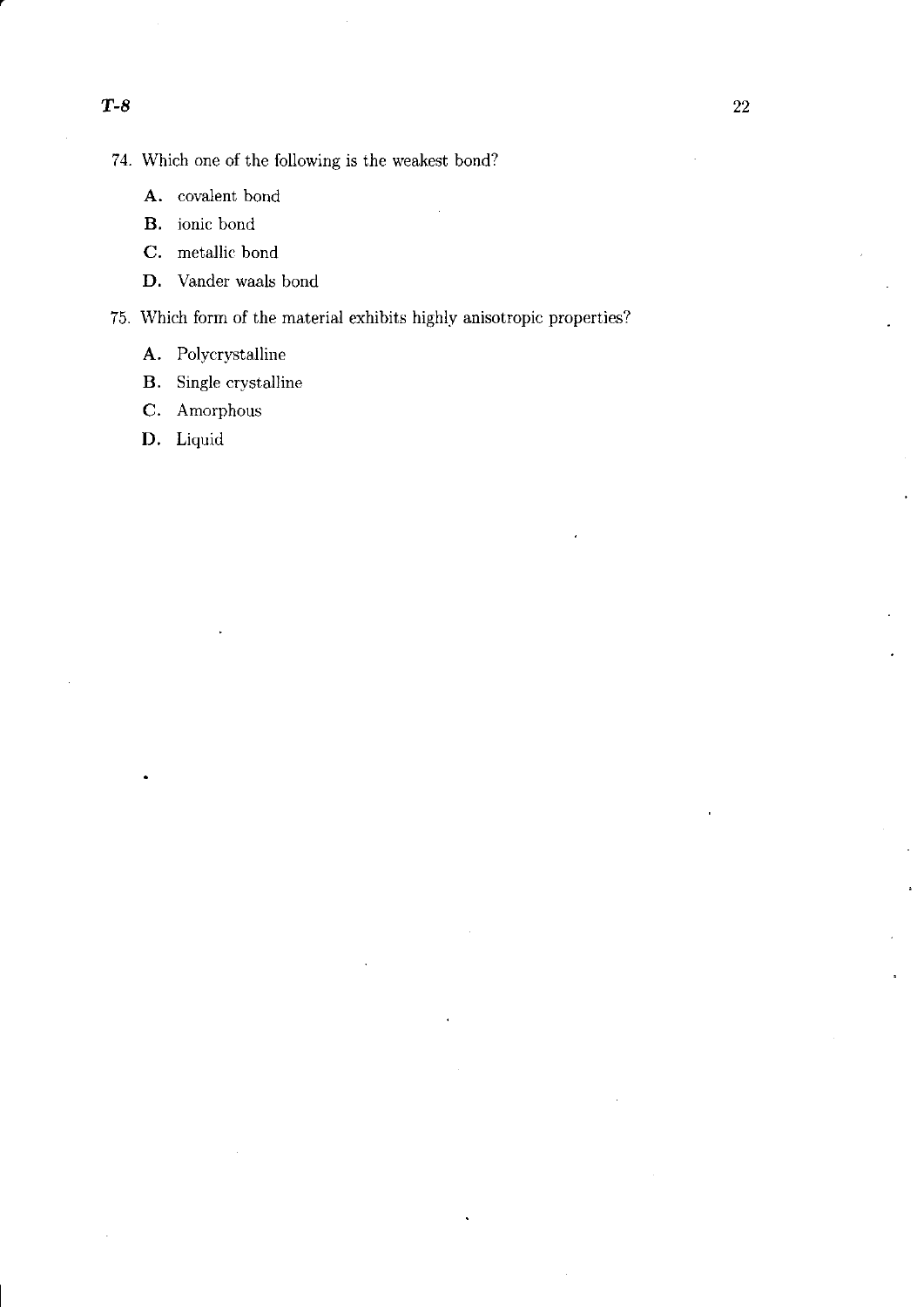74. Which one of the following is the weakest bond?

   **A.** covalent bond

   **B.** ionic bond

   **C.** metallic bond

   **D.** Vander waals bond

75. Which form of the material exhibits highly anisotropic properties?

   **A.** Polycrystalline

   **B.** Single crystalline

   **C.** Amorphous

   **D.** Liquid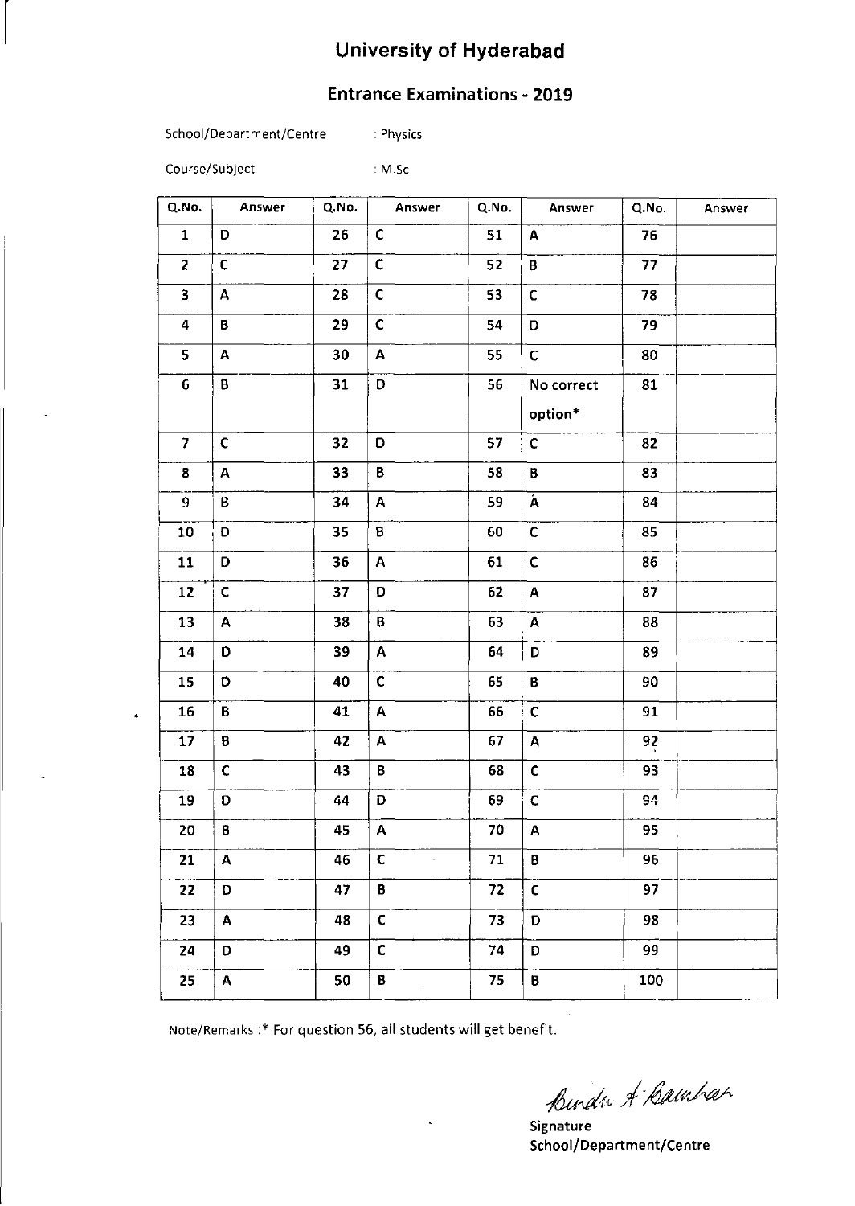# University of Hyderabad

## Entrance Examinations - 2019

School/Department/Centre : Physics

Course/Subject : M.Sc

| Q.No. | Answer | Q.No. | Answer | Q.No. | Answer | Q.No. | Answer |
|---|---|---|---|---|---|---|---|
| 1 | D | 26 | C | 51 | A | 76 | |
| 2 | C | 27 | C | 52 | B | 77 | |
| 3 | A | 28 | C | 53 | C | 78 | |
| 4 | B | 29 | C | 54 | D | 79 | |
| 5 | A | 30 | A | 55 | C | 80 | |
| 6 | B | 31 | D | 56 | No correct option* | 81 | |
| 7 | C | 32 | D | 57 | C | 82 | |
| 8 | A | 33 | B | 58 | B | 83 | |
| 9 | B | 34 | A | 59 | A | 84 | |
| 10 | D | 35 | B | 60 | C | 85 | |
| 11 | D | 36 | A | 61 | C | 86 | |
| 12 | C | 37 | D | 62 | A | 87 | |
| 13 | A | 38 | B | 63 | A | 88 | |
| 14 | D | 39 | A | 64 | D | 89 | |
| 15 | D | 40 | C | 65 | B | 90 | |
| 16 | B | 41 | A | 66 | C | 91 | |
| 17 | B | 42 | A | 67 | A | 92 | |
| 18 | C | 43 | B | 68 | C | 93 | |
| 19 | D | 44 | D | 69 | C | 94 | |
| 20 | B | 45 | A | 70 | A | 95 | |
| 21 | A | 46 | C | 71 | B | 96 | |
| 22 | D | 47 | B | 72 | C | 97 | |
| 23 | A | 48 | C | 73 | D | 98 | |
| 24 | D | 49 | C | 74 | D | 99 | |
| 25 | A | 50 | B | 75 | B | 100 | |

Note/Remarks :* For question 56, all students will get benefit.

Signature
School/Department/Centre